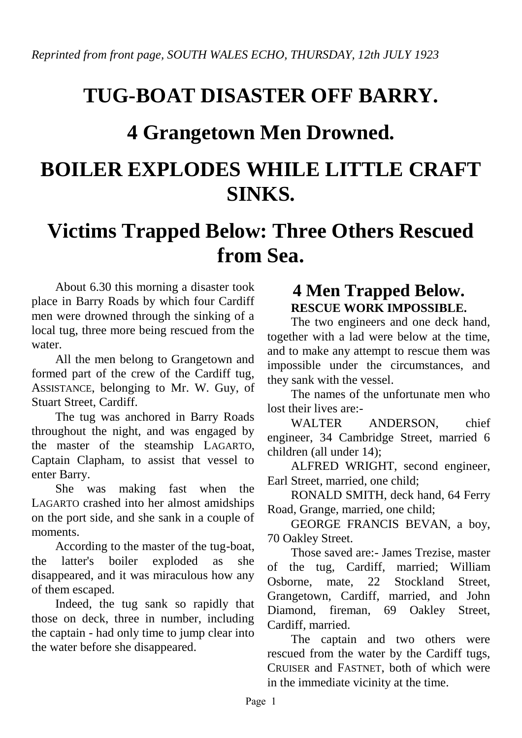*Reprinted from front page, SOUTH WALES ECHO, THURSDAY, 12th JULY 1923*

# TUG-BOAT DISASTER OFF BARRY.

# 4 Grangetown Men Drowned.

# BOILER EXPLODES WHILE LITTLE CRAFT SINKS.

# Victims Trapped Below: Three Others Rescued from Sea.

About 6.30 this morning a disaster took place in Barry Roads by which four Cardiff men were drowned through the sinking of a local tug, three more being rescued from the water.

All the men belong to Grangetown and formed part of the crew of the Cardiff tug, ASSISTANCE, belonging to Mr. W. Guy, of Stuart Street, Cardiff.

The tug was anchored in Barry Roads throughout the night, and was engaged by the master of the steamship LAGARTO, Captain Clapham, to assist that vessel to enter Barry.

She was making fast when the LAGARTO crashed into her almost amidships on the port side, and she sank in a couple of moments.

According to the master of the tug-boat, the latter's boiler exploded as she disappeared, and it was miraculous how any of them escaped.

Indeed, the tug sank so rapidly that those on deck, three in number, including the captain - had only time to jump clear into the water before she disappeared.

## 4 Men Trapped Below.

**RESCUE WORK IMPOSSIBLE.**

The two engineers and one deck hand, together with a lad were below at the time, and to make any attempt to rescue them was impossible under the circumstances, and they sank with the vessel.

The names of the unfortunate men who lost their lives are:-

WALTER ANDERSON, chief engineer, 34 Cambridge Street, married 6 children (all under 14);

ALFRED WRIGHT, second engineer, Earl Street, married, one child;

RONALD SMITH, deck hand, 64 Ferry Road, Grange, married, one child;

GEORGE FRANCIS BEVAN, a boy, 70 Oakley Street.

Those saved are:- James Trezise, master of the tug, Cardiff, married; William Osborne, mate, 22 Stockland Street, Grangetown, Cardiff, married, and John Diamond, fireman, 69 Oakley Street, Cardiff, married.

The captain and two others were rescued from the water by the Cardiff tugs, CRUISER and FASTNET, both of which were in the immediate vicinity at the time.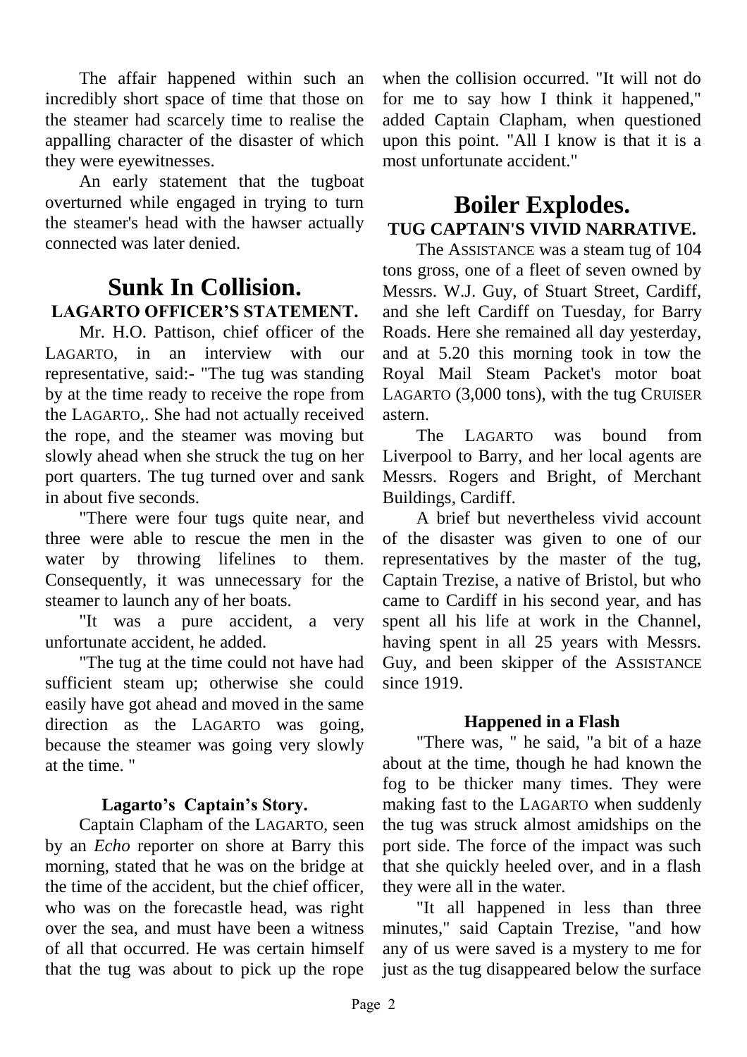The affair happened within such an incredibly short space of time that those on the steamer had scarcely time to realise the appalling character of the disaster of which they were eyewitnesses.

An early statement that the tugboat overturned while engaged in trying to turn the steamer's head with the hawser actually connected was later denied.

## Sunk In Collision.

### LAGARTO OFFICER'S STATEMENT.

Mr. H.O. Pattison, chief officer of the LAGARTO, in an interview with our representative, said:- "The tug was standing by at the time ready to receive the rope from the LAGARTO,. She had not actually received the rope, and the steamer was moving but slowly ahead when she struck the tug on her port quarters. The tug turned over and sank in about five seconds.

"There were four tugs quite near, and three were able to rescue the men in the water by throwing lifelines to them. Consequently, it was unnecessary for the steamer to launch any of her boats.

"It was a pure accident, a very unfortunate accident, he added.

"The tug at the time could not have had sufficient steam up; otherwise she could easily have got ahead and moved in the same direction as the LAGARTO was going, because the steamer was going very slowly at the time. "

#### Lagarto's Captain's Story.

Captain Clapham of the LAGARTO, seen by an *Echo* reporter on shore at Barry this morning, stated that he was on the bridge at the time of the accident, but the chief officer, who was on the forecastle head, was right over the sea, and must have been a witness of all that occurred. He was certain himself that the tug was about to pick up the rope when the collision occurred. "It will not do for me to say how I think it happened," added Captain Clapham, when questioned upon this point. "All I know is that it is a most unfortunate accident."

## Boiler Explodes.

### TUG CAPTAIN'S VIVID NARRATIVE.

The ASSISTANCE was a steam tug of 104 tons gross, one of a fleet of seven owned by Messrs. W.J. Guy, of Stuart Street, Cardiff, and she left Cardiff on Tuesday, for Barry Roads. Here she remained all day yesterday, and at 5.20 this morning took in tow the Royal Mail Steam Packet's motor boat LAGARTO (3,000 tons), with the tug CRUISER astern.

The LAGARTO was bound from Liverpool to Barry, and her local agents are Messrs. Rogers and Bright, of Merchant Buildings, Cardiff.

A brief but nevertheless vivid account of the disaster was given to one of our representatives by the master of the tug, Captain Trezise, a native of Bristol, but who came to Cardiff in his second year, and has spent all his life at work in the Channel, having spent in all 25 years with Messrs. Guy, and been skipper of the ASSISTANCE since 1919.

#### Happened in a Flash

"There was, " he said, "a bit of a haze about at the time, though he had known the fog to be thicker many times. They were making fast to the LAGARTO when suddenly the tug was struck almost amidships on the port side. The force of the impact was such that she quickly heeled over, and in a flash they were all in the water.

"It all happened in less than three minutes," said Captain Trezise, "and how any of us were saved is a mystery to me for just as the tug disappeared below the surface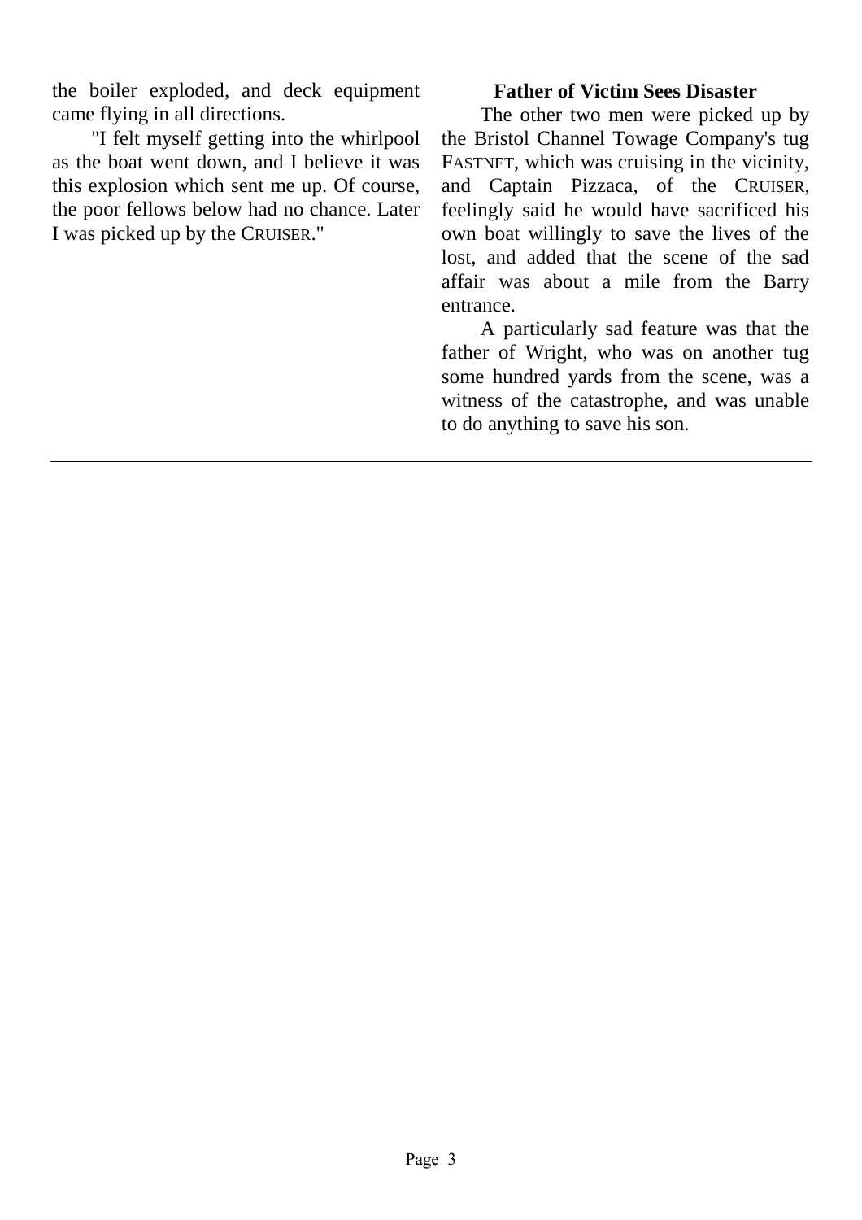the boiler exploded, and deck equipment came flying in all directions.

"I felt myself getting into the whirlpool as the boat went down, and I believe it was this explosion which sent me up. Of course, the poor fellows below had no chance. Later I was picked up by the CRUISER."

### Father of Victim Sees Disaster

The other two men were picked up by the Bristol Channel Towage Company's tug FASTNET, which was cruising in the vicinity, and Captain Pizzaca, of the CRUISER, feelingly said he would have sacrificed his own boat willingly to save the lives of the lost, and added that the scene of the sad affair was about a mile from the Barry entrance.

A particularly sad feature was that the father of Wright, who was on another tug some hundred yards from the scene, was a witness of the catastrophe, and was unable to do anything to save his son.

---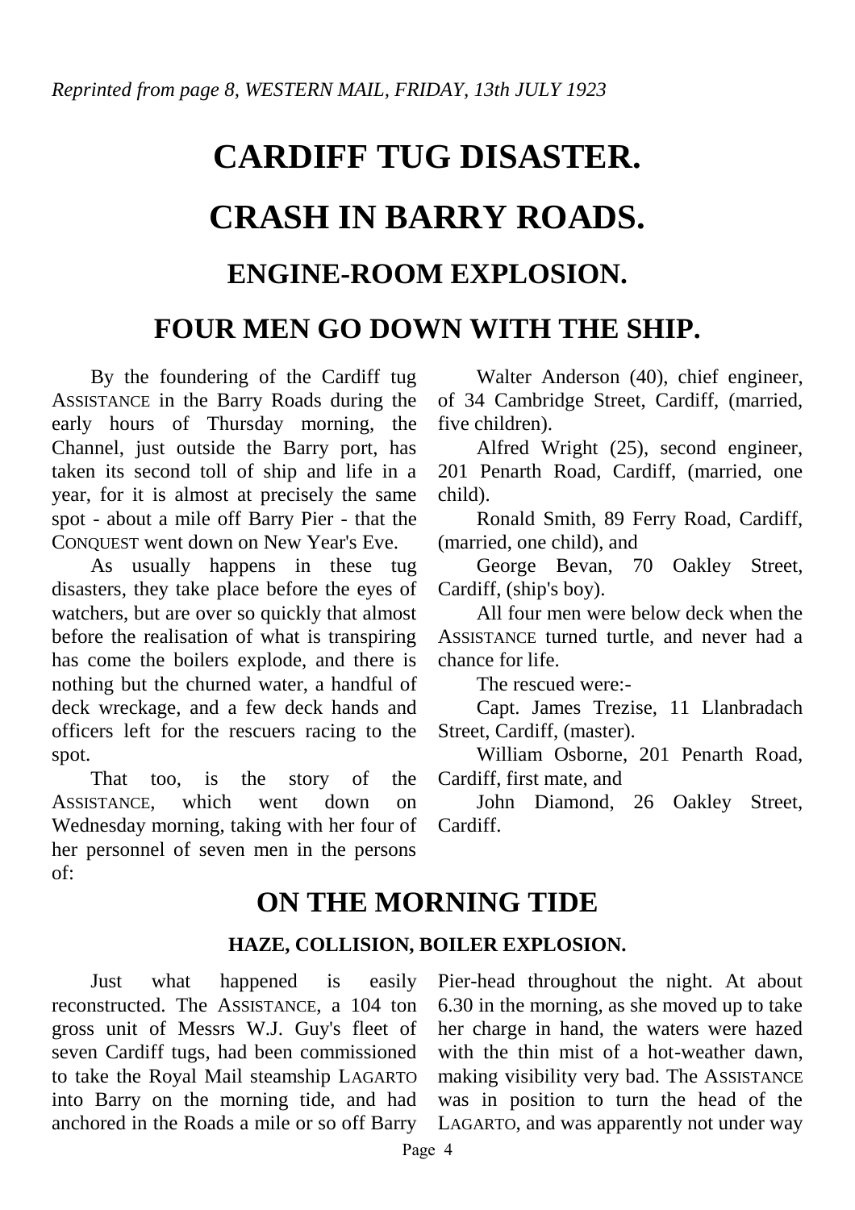*Reprinted from page 8, WESTERN MAIL, FRIDAY, 13th JULY 1923*

# CARDIFF TUG DISASTER.

# CRASH IN BARRY ROADS.

## ENGINE-ROOM EXPLOSION.

## FOUR MEN GO DOWN WITH THE SHIP.

By the foundering of the Cardiff tug ASSISTANCE in the Barry Roads during the early hours of Thursday morning, the Channel, just outside the Barry port, has taken its second toll of ship and life in a year, for it is almost at precisely the same spot - about a mile off Barry Pier - that the CONQUEST went down on New Year's Eve.

As usually happens in these tug disasters, they take place before the eyes of watchers, but are over so quickly that almost before the realisation of what is transpiring has come the boilers explode, and there is nothing but the churned water, a handful of deck wreckage, and a few deck hands and officers left for the rescuers racing to the spot.

That too, is the story of the ASSISTANCE, which went down on Wednesday morning, taking with her four of her personnel of seven men in the persons of:

Walter Anderson (40), chief engineer, of 34 Cambridge Street, Cardiff, (married, five children).

Alfred Wright (25), second engineer, 201 Penarth Road, Cardiff, (married, one child).

Ronald Smith, 89 Ferry Road, Cardiff, (married, one child), and

George Bevan, 70 Oakley Street, Cardiff, (ship's boy).

All four men were below deck when the ASSISTANCE turned turtle, and never had a chance for life.

The rescued were:-

Capt. James Trezise, 11 Llanbradach Street, Cardiff, (master).

William Osborne, 201 Penarth Road, Cardiff, first mate, and

John Diamond, 26 Oakley Street, Cardiff.

## ON THE MORNING TIDE

### HAZE, COLLISION, BOILER EXPLOSION.

Just what happened is easily reconstructed. The ASSISTANCE, a 104 ton gross unit of Messrs W.J. Guy's fleet of seven Cardiff tugs, had been commissioned to take the Royal Mail steamship LAGARTO into Barry on the morning tide, and had anchored in the Roads a mile or so off Barry Pier-head throughout the night. At about 6.30 in the morning, as she moved up to take her charge in hand, the waters were hazed with the thin mist of a hot-weather dawn, making visibility very bad. The ASSISTANCE was in position to turn the head of the LAGARTO, and was apparently not under way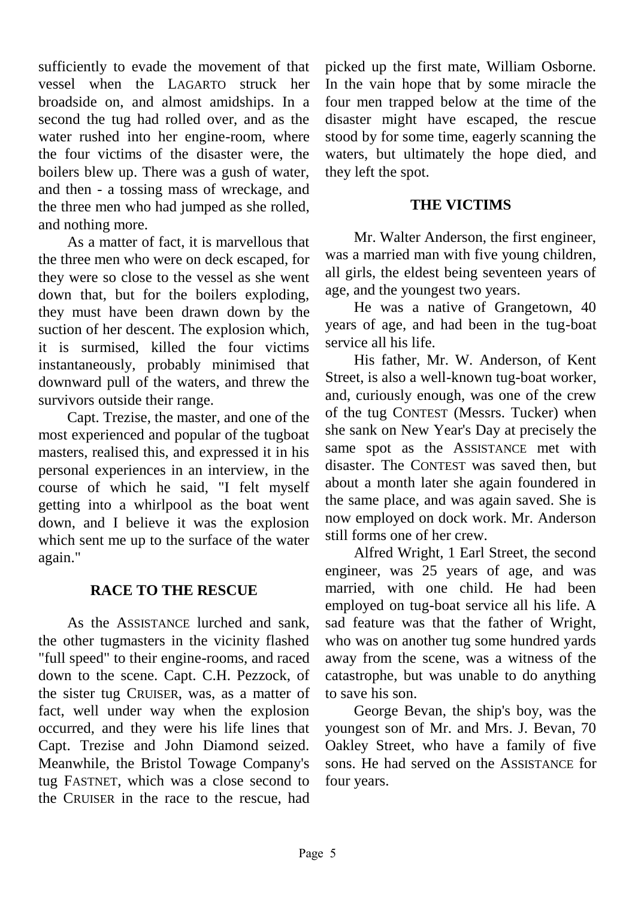sufficiently to evade the movement of that vessel when the LAGARTO struck her broadside on, and almost amidships. In a second the tug had rolled over, and as the water rushed into her engine-room, where the four victims of the disaster were, the boilers blew up. There was a gush of water, and then - a tossing mass of wreckage, and the three men who had jumped as she rolled, and nothing more.

As a matter of fact, it is marvellous that the three men who were on deck escaped, for they were so close to the vessel as she went down that, but for the boilers exploding, they must have been drawn down by the suction of her descent. The explosion which, it is surmised, killed the four victims instantaneously, probably minimised that downward pull of the waters, and threw the survivors outside their range.

Capt. Trezise, the master, and one of the most experienced and popular of the tugboat masters, realised this, and expressed it in his personal experiences in an interview, in the course of which he said, "I felt myself getting into a whirlpool as the boat went down, and I believe it was the explosion which sent me up to the surface of the water again."

**RACE TO THE RESCUE**

As the ASSISTANCE lurched and sank, the other tugmasters in the vicinity flashed "full speed" to their engine-rooms, and raced down to the scene. Capt. C.H. Pezzock, of the sister tug CRUISER, was, as a matter of fact, well under way when the explosion occurred, and they were his life lines that Capt. Trezise and John Diamond seized. Meanwhile, the Bristol Towage Company's tug FASTNET, which was a close second to the CRUISER in the race to the rescue, had picked up the first mate, William Osborne. In the vain hope that by some miracle the four men trapped below at the time of the disaster might have escaped, the rescue stood by for some time, eagerly scanning the waters, but ultimately the hope died, and they left the spot.

**THE VICTIMS**

Mr. Walter Anderson, the first engineer, was a married man with five young children, all girls, the eldest being seventeen years of age, and the youngest two years.

He was a native of Grangetown, 40 years of age, and had been in the tug-boat service all his life.

His father, Mr. W. Anderson, of Kent Street, is also a well-known tug-boat worker, and, curiously enough, was one of the crew of the tug CONTEST (Messrs. Tucker) when she sank on New Year's Day at precisely the same spot as the ASSISTANCE met with disaster. The CONTEST was saved then, but about a month later she again foundered in the same place, and was again saved. She is now employed on dock work. Mr. Anderson still forms one of her crew.

Alfred Wright, 1 Earl Street, the second engineer, was 25 years of age, and was married, with one child. He had been employed on tug-boat service all his life. A sad feature was that the father of Wright, who was on another tug some hundred yards away from the scene, was a witness of the catastrophe, but was unable to do anything to save his son.

George Bevan, the ship's boy, was the youngest son of Mr. and Mrs. J. Bevan, 70 Oakley Street, who have a family of five sons. He had served on the ASSISTANCE for four years.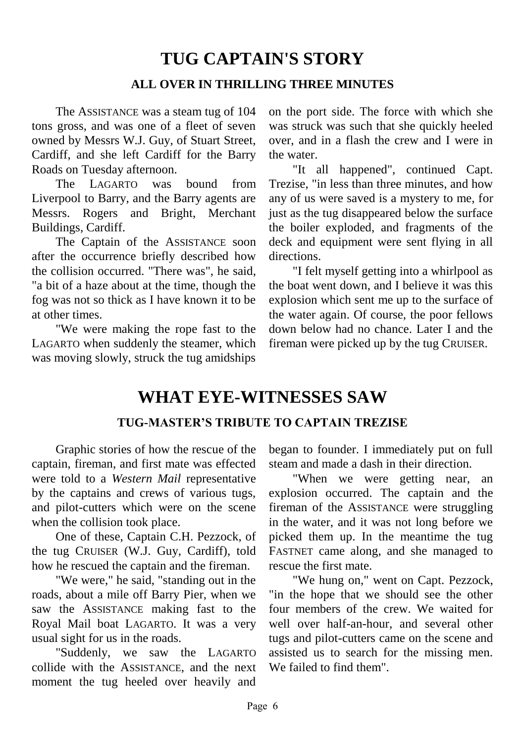# TUG CAPTAIN'S STORY

### ALL OVER IN THRILLING THREE MINUTES

The ASSISTANCE was a steam tug of 104 tons gross, and was one of a fleet of seven owned by Messrs W.J. Guy, of Stuart Street, Cardiff, and she left Cardiff for the Barry Roads on Tuesday afternoon.

The LAGARTO was bound from Liverpool to Barry, and the Barry agents are Messrs. Rogers and Bright, Merchant Buildings, Cardiff.

The Captain of the ASSISTANCE soon after the occurrence briefly described how the collision occurred. "There was", he said, "a bit of a haze about at the time, though the fog was not so thick as I have known it to be at other times.

"We were making the rope fast to the LAGARTO when suddenly the steamer, which was moving slowly, struck the tug amidships on the port side. The force with which she was struck was such that she quickly heeled over, and in a flash the crew and I were in the water.

"It all happened", continued Capt. Trezise, "in less than three minutes, and how any of us were saved is a mystery to me, for just as the tug disappeared below the surface the boiler exploded, and fragments of the deck and equipment were sent flying in all directions.

"I felt myself getting into a whirlpool as the boat went down, and I believe it was this explosion which sent me up to the surface of the water again. Of course, the poor fellows down below had no chance. Later I and the fireman were picked up by the tug CRUISER.

# WHAT EYE-WITNESSES SAW

### TUG-MASTER'S TRIBUTE TO CAPTAIN TREZISE

Graphic stories of how the rescue of the captain, fireman, and first mate was effected were told to a *Western Mail* representative by the captains and crews of various tugs, and pilot-cutters which were on the scene when the collision took place.

One of these, Captain C.H. Pezzock, of the tug CRUISER (W.J. Guy, Cardiff), told how he rescued the captain and the fireman.

"We were," he said, "standing out in the roads, about a mile off Barry Pier, when we saw the ASSISTANCE making fast to the Royal Mail boat LAGARTO. It was a very usual sight for us in the roads.

"Suddenly, we saw the LAGARTO collide with the ASSISTANCE, and the next moment the tug heeled over heavily and began to founder. I immediately put on full steam and made a dash in their direction.

"When we were getting near, an explosion occurred. The captain and the fireman of the ASSISTANCE were struggling in the water, and it was not long before we picked them up. In the meantime the tug FASTNET came along, and she managed to rescue the first mate.

"We hung on," went on Capt. Pezzock, "in the hope that we should see the other four members of the crew. We waited for well over half-an-hour, and several other tugs and pilot-cutters came on the scene and assisted us to search for the missing men. We failed to find them".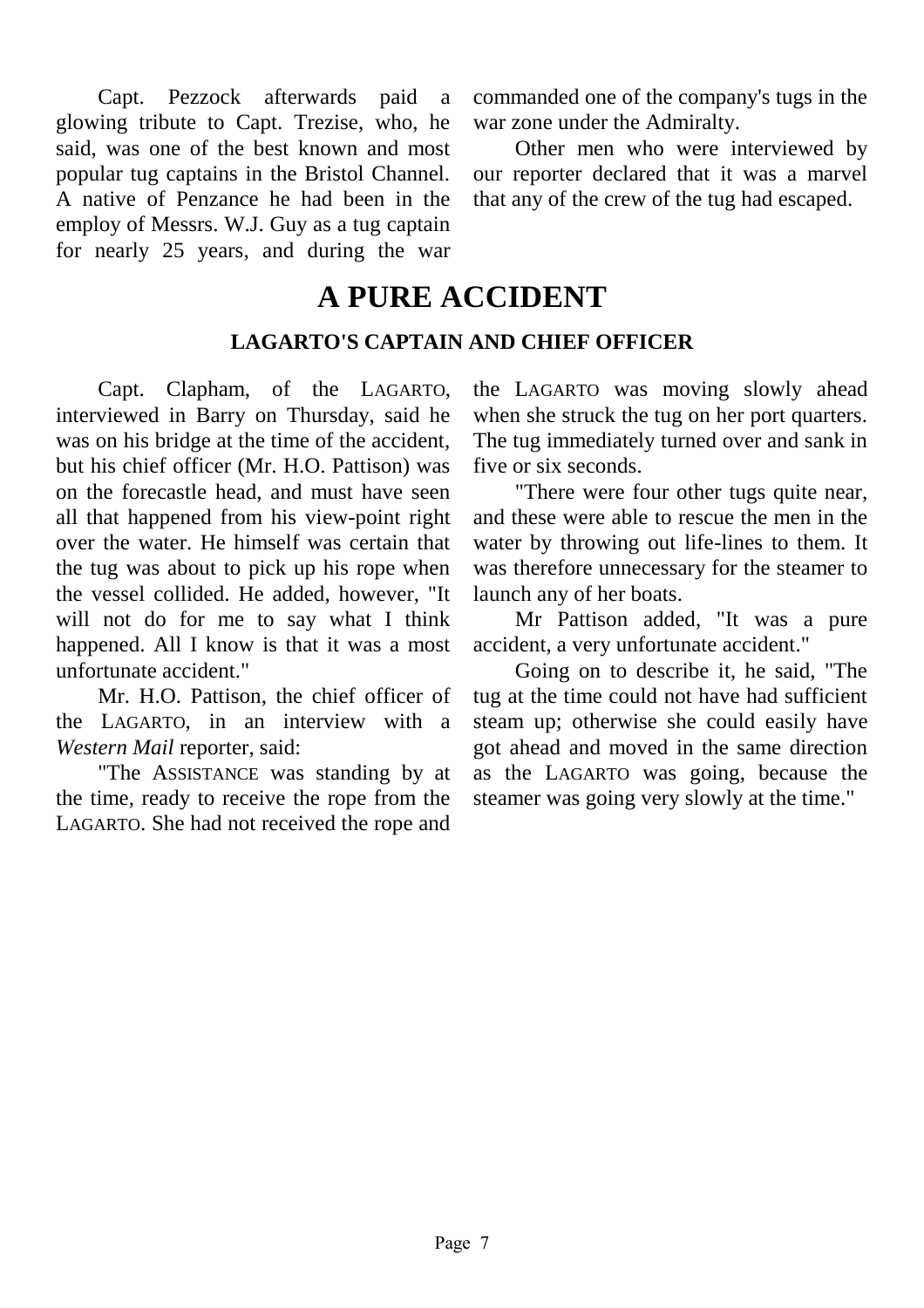Capt. Pezzock afterwards paid a glowing tribute to Capt. Trezise, who, he said, was one of the best known and most popular tug captains in the Bristol Channel. A native of Penzance he had been in the employ of Messrs. W.J. Guy as a tug captain for nearly 25 years, and during the war commanded one of the company's tugs in the war zone under the Admiralty.

Other men who were interviewed by our reporter declared that it was a marvel that any of the crew of the tug had escaped.

# A PURE ACCIDENT

### LAGARTO'S CAPTAIN AND CHIEF OFFICER

Capt. Clapham, of the LAGARTO, interviewed in Barry on Thursday, said he was on his bridge at the time of the accident, but his chief officer (Mr. H.O. Pattison) was on the forecastle head, and must have seen all that happened from his view-point right over the water. He himself was certain that the tug was about to pick up his rope when the vessel collided. He added, however, "It will not do for me to say what I think happened. All I know is that it was a most unfortunate accident."

Mr. H.O. Pattison, the chief officer of the LAGARTO, in an interview with a *Western Mail* reporter, said:

"The ASSISTANCE was standing by at the time, ready to receive the rope from the LAGARTO. She had not received the rope and the LAGARTO was moving slowly ahead when she struck the tug on her port quarters. The tug immediately turned over and sank in five or six seconds.

"There were four other tugs quite near, and these were able to rescue the men in the water by throwing out life-lines to them. It was therefore unnecessary for the steamer to launch any of her boats.

Mr Pattison added, "It was a pure accident, a very unfortunate accident."

Going on to describe it, he said, "The tug at the time could not have had sufficient steam up; otherwise she could easily have got ahead and moved in the same direction as the LAGARTO was going, because the steamer was going very slowly at the time."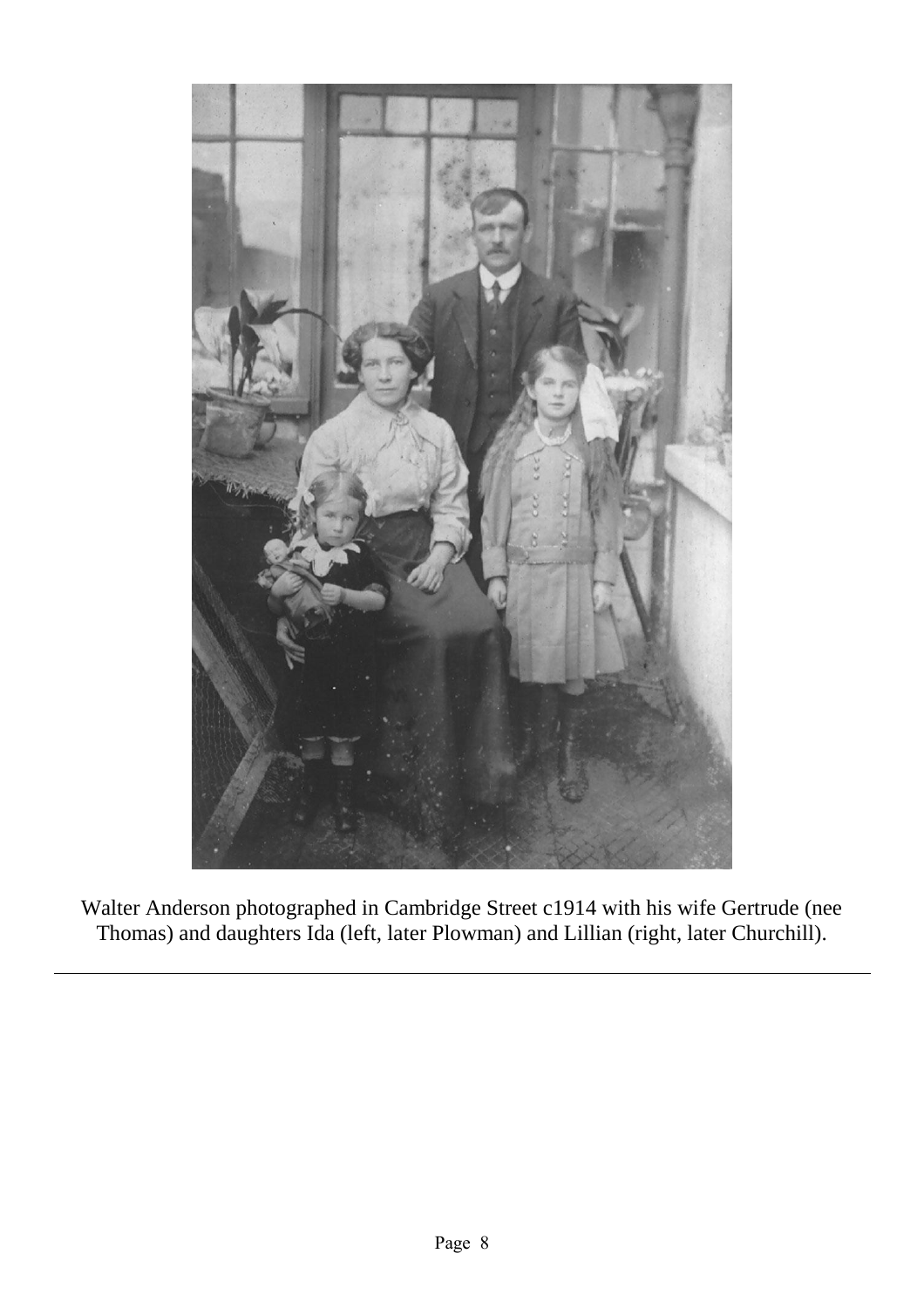Walter Anderson photographed in Cambridge Street c1914 with his wife Gertrude (nee Thomas) and daughters Ida (left, later Plowman) and Lillian (right, later Churchill).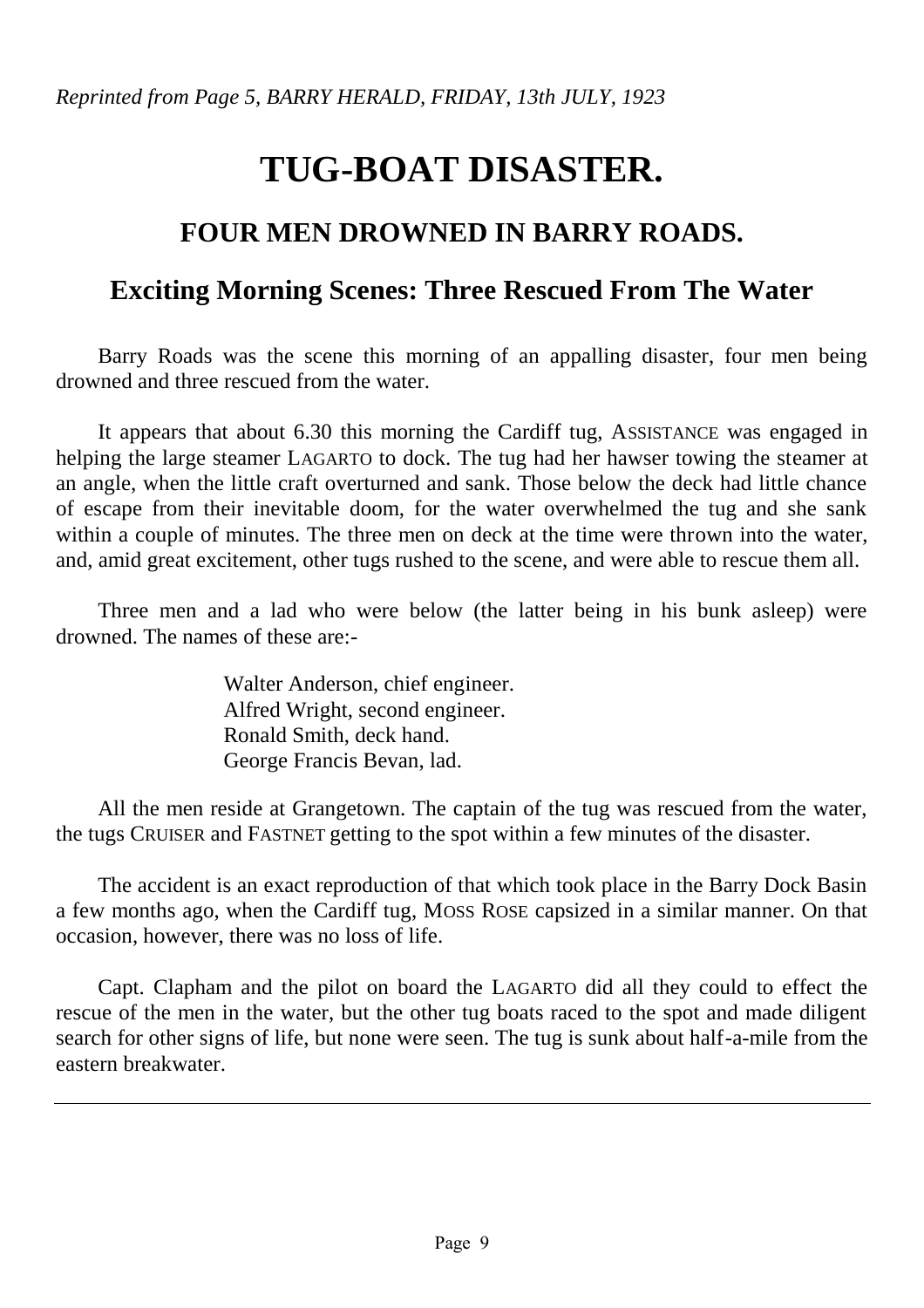*Reprinted from Page 5, BARRY HERALD, FRIDAY, 13th JULY, 1923*

# TUG-BOAT DISASTER.

## FOUR MEN DROWNED IN BARRY ROADS.

## Exciting Morning Scenes: Three Rescued From The Water

Barry Roads was the scene this morning of an appalling disaster, four men being drowned and three rescued from the water.

It appears that about 6.30 this morning the Cardiff tug, ASSISTANCE was engaged in helping the large steamer LAGARTO to dock. The tug had her hawser towing the steamer at an angle, when the little craft overturned and sank. Those below the deck had little chance of escape from their inevitable doom, for the water overwhelmed the tug and she sank within a couple of minutes. The three men on deck at the time were thrown into the water, and, amid great excitement, other tugs rushed to the scene, and were able to rescue them all.

Three men and a lad who were below (the latter being in his bunk asleep) were drowned. The names of these are:-

Walter Anderson, chief engineer.
Alfred Wright, second engineer.
Ronald Smith, deck hand.
George Francis Bevan, lad.

All the men reside at Grangetown. The captain of the tug was rescued from the water, the tugs CRUISER and FASTNET getting to the spot within a few minutes of the disaster.

The accident is an exact reproduction of that which took place in the Barry Dock Basin a few months ago, when the Cardiff tug, MOSS ROSE capsized in a similar manner. On that occasion, however, there was no loss of life.

Capt. Clapham and the pilot on board the LAGARTO did all they could to effect the rescue of the men in the water, but the other tug boats raced to the spot and made diligent search for other signs of life, but none were seen. The tug is sunk about half-a-mile from the eastern breakwater.

---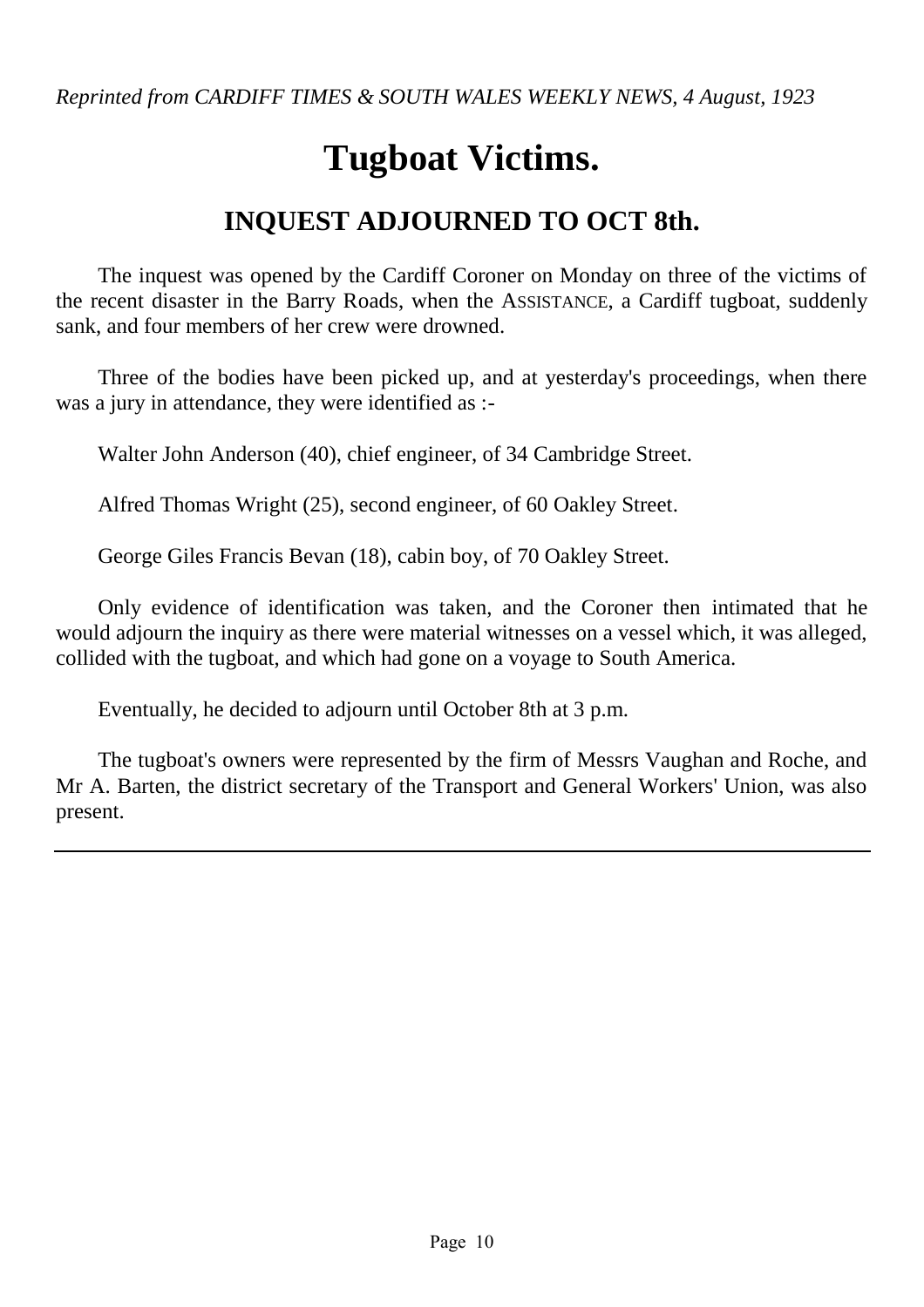*Reprinted from CARDIFF TIMES & SOUTH WALES WEEKLY NEWS, 4 August, 1923*

# Tugboat Victims.

## INQUEST ADJOURNED TO OCT 8th.

The inquest was opened by the Cardiff Coroner on Monday on three of the victims of the recent disaster in the Barry Roads, when the ASSISTANCE, a Cardiff tugboat, suddenly sank, and four members of her crew were drowned.

Three of the bodies have been picked up, and at yesterday's proceedings, when there was a jury in attendance, they were identified as :-

Walter John Anderson (40), chief engineer, of 34 Cambridge Street.

Alfred Thomas Wright (25), second engineer, of 60 Oakley Street.

George Giles Francis Bevan (18), cabin boy, of 70 Oakley Street.

Only evidence of identification was taken, and the Coroner then intimated that he would adjourn the inquiry as there were material witnesses on a vessel which, it was alleged, collided with the tugboat, and which had gone on a voyage to South America.

Eventually, he decided to adjourn until October 8th at 3 p.m.

The tugboat's owners were represented by the firm of Messrs Vaughan and Roche, and Mr A. Barten, the district secretary of the Transport and General Workers' Union, was also present.

---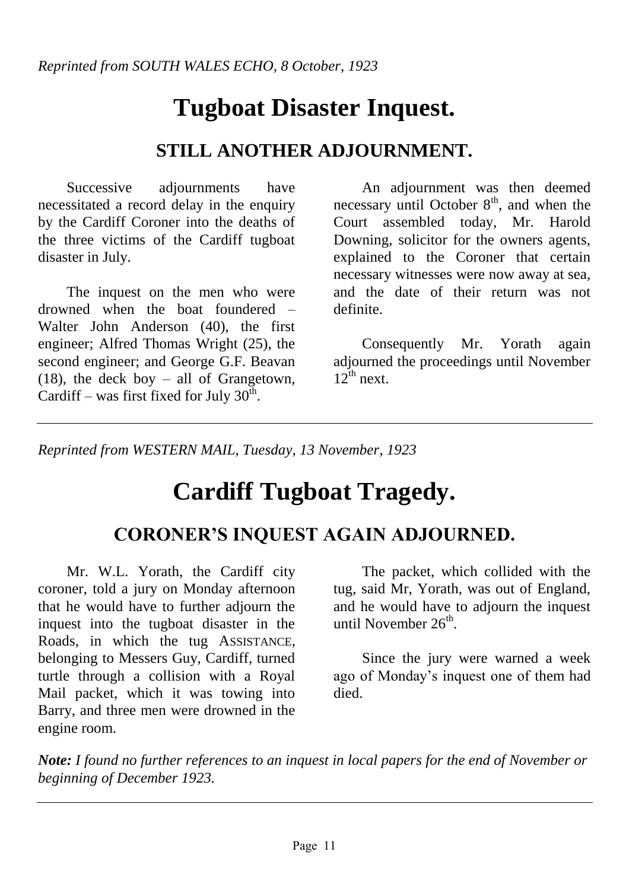*Reprinted from SOUTH WALES ECHO, 8 October, 1923*

# Tugboat Disaster Inquest.

## STILL ANOTHER ADJOURNMENT.

Successive adjournments have necessitated a record delay in the enquiry by the Cardiff Coroner into the deaths of the three victims of the Cardiff tugboat disaster in July.

The inquest on the men who were drowned when the boat foundered – Walter John Anderson (40), the first engineer; Alfred Thomas Wright (25), the second engineer; and George G.F. Beavan (18), the deck boy – all of Grangetown, Cardiff – was first fixed for July 30th.

An adjournment was then deemed necessary until October 8th, and when the Court assembled today, Mr. Harold Downing, solicitor for the owners agents, explained to the Coroner that certain necessary witnesses were now away at sea, and the date of their return was not definite.

Consequently Mr. Yorath again adjourned the proceedings until November 12th next.

---

*Reprinted from WESTERN MAIL, Tuesday, 13 November, 1923*

# Cardiff Tugboat Tragedy.

## CORONER'S INQUEST AGAIN ADJOURNED.

Mr. W.L. Yorath, the Cardiff city coroner, told a jury on Monday afternoon that he would have to further adjourn the inquest into the tugboat disaster in the Roads, in which the tug ASSISTANCE, belonging to Messers Guy, Cardiff, turned turtle through a collision with a Royal Mail packet, which it was towing into Barry, and three men were drowned in the engine room.

The packet, which collided with the tug, said Mr, Yorath, was out of England, and he would have to adjourn the inquest until November 26th.

Since the jury were warned a week ago of Monday's inquest one of them had died.

***Note:** I found no further references to an inquest in local papers for the end of November or beginning of December 1923.*

---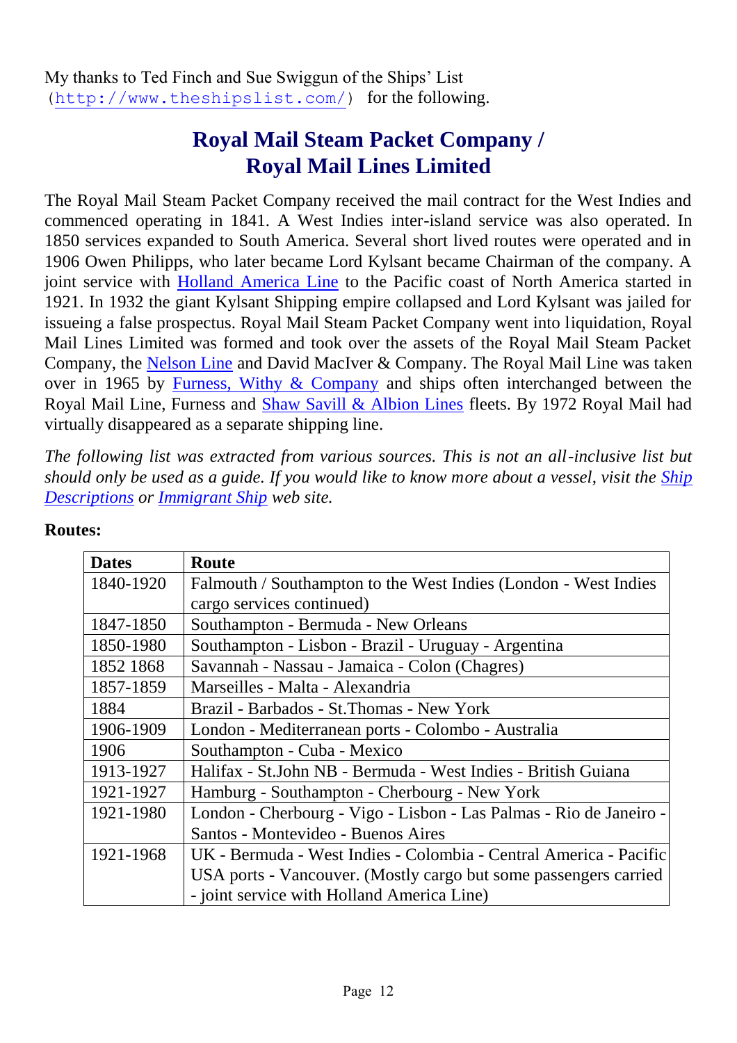My thanks to Ted Finch and Sue Swiggun of the Ships' List (http://www.theshipslist.com/) for the following.

## Royal Mail Steam Packet Company / Royal Mail Lines Limited

The Royal Mail Steam Packet Company received the mail contract for the West Indies and commenced operating in 1841. A West Indies inter-island service was also operated. In 1850 services expanded to South America. Several short lived routes were operated and in 1906 Owen Philipps, who later became Lord Kylsant became Chairman of the company. A joint service with Holland America Line to the Pacific coast of North America started in 1921. In 1932 the giant Kylsant Shipping empire collapsed and Lord Kylsant was jailed for issueing a false prospectus. Royal Mail Steam Packet Company went into liquidation, Royal Mail Lines Limited was formed and took over the assets of the Royal Mail Steam Packet Company, the Nelson Line and David MacIver & Company. The Royal Mail Line was taken over in 1965 by Furness, Withy & Company and ships often interchanged between the Royal Mail Line, Furness and Shaw Savill & Albion Lines fleets. By 1972 Royal Mail had virtually disappeared as a separate shipping line.

*The following list was extracted from various sources. This is not an all-inclusive list but should only be used as a guide. If you would like to know more about a vessel, visit the Ship Descriptions or Immigrant Ship web site.*

**Routes:**

| Dates | Route |
|---|---|
| 1840-1920 | Falmouth / Southampton to the West Indies (London - West Indies cargo services continued) |
| 1847-1850 | Southampton - Bermuda - New Orleans |
| 1850-1980 | Southampton - Lisbon - Brazil - Uruguay - Argentina |
| 1852 1868 | Savannah - Nassau - Jamaica - Colon (Chagres) |
| 1857-1859 | Marseilles - Malta - Alexandria |
| 1884 | Brazil - Barbados - St.Thomas - New York |
| 1906-1909 | London - Mediterranean ports - Colombo - Australia |
| 1906 | Southampton - Cuba - Mexico |
| 1913-1927 | Halifax - St.John NB - Bermuda - West Indies - British Guiana |
| 1921-1927 | Hamburg - Southampton - Cherbourg - New York |
| 1921-1980 | London - Cherbourg - Vigo - Lisbon - Las Palmas - Rio de Janeiro - Santos - Montevideo - Buenos Aires |
| 1921-1968 | UK - Bermuda - West Indies - Colombia - Central America - Pacific USA ports - Vancouver. (Mostly cargo but some passengers carried - joint service with Holland America Line) |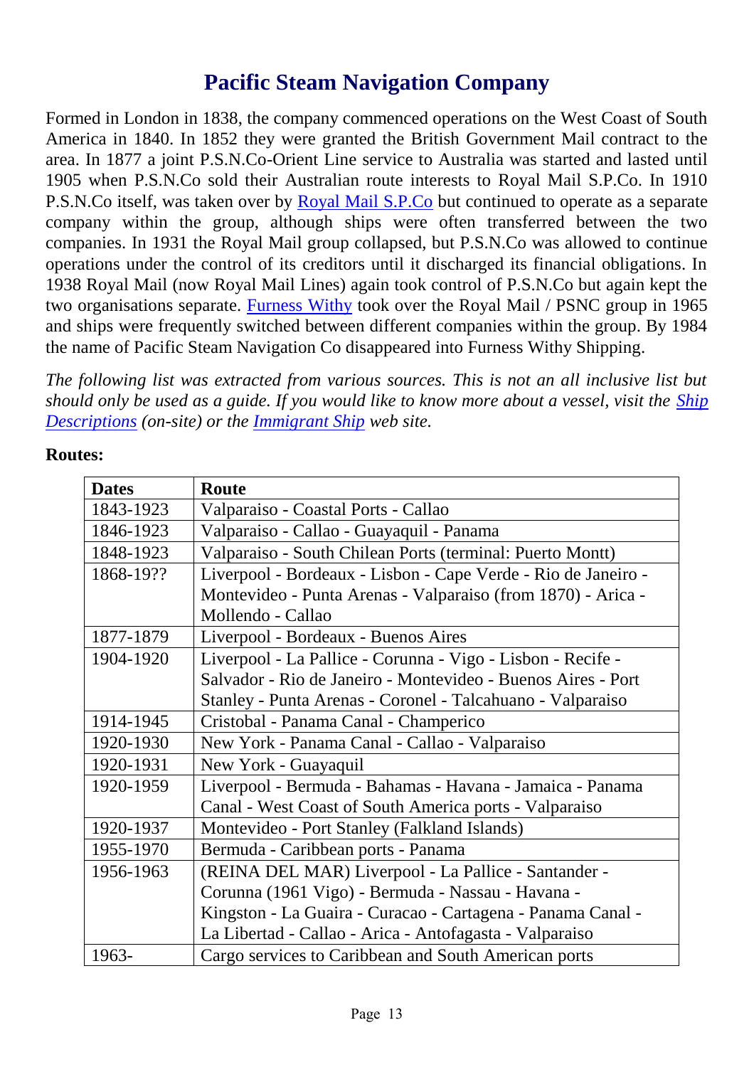# Pacific Steam Navigation Company

Formed in London in 1838, the company commenced operations on the West Coast of South America in 1840. In 1852 they were granted the British Government Mail contract to the area. In 1877 a joint P.S.N.Co-Orient Line service to Australia was started and lasted until 1905 when P.S.N.Co sold their Australian route interests to Royal Mail S.P.Co. In 1910 P.S.N.Co itself, was taken over by Royal Mail S.P.Co but continued to operate as a separate company within the group, although ships were often transferred between the two companies. In 1931 the Royal Mail group collapsed, but P.S.N.Co was allowed to continue operations under the control of its creditors until it discharged its financial obligations. In 1938 Royal Mail (now Royal Mail Lines) again took control of P.S.N.Co but again kept the two organisations separate. Furness Withy took over the Royal Mail / PSNC group in 1965 and ships were frequently switched between different companies within the group. By 1984 the name of Pacific Steam Navigation Co disappeared into Furness Withy Shipping.

*The following list was extracted from various sources. This is not an all inclusive list but should only be used as a guide. If you would like to know more about a vessel, visit the Ship Descriptions (on-site) or the Immigrant Ship web site.*

**Routes:**

| Dates | Route |
|---|---|
| 1843-1923 | Valparaiso - Coastal Ports - Callao |
| 1846-1923 | Valparaiso - Callao - Guayaquil - Panama |
| 1848-1923 | Valparaiso - South Chilean Ports (terminal: Puerto Montt) |
| 1868-19?? | Liverpool - Bordeaux - Lisbon - Cape Verde - Rio de Janeiro - Montevideo - Punta Arenas - Valparaiso (from 1870) - Arica - Mollendo - Callao |
| 1877-1879 | Liverpool - Bordeaux - Buenos Aires |
| 1904-1920 | Liverpool - La Pallice - Corunna - Vigo - Lisbon - Recife - Salvador - Rio de Janeiro - Montevideo - Buenos Aires - Port Stanley - Punta Arenas - Coronel - Talcahuano - Valparaiso |
| 1914-1945 | Cristobal - Panama Canal - Champerico |
| 1920-1930 | New York - Panama Canal - Callao - Valparaiso |
| 1920-1931 | New York - Guayaquil |
| 1920-1959 | Liverpool - Bermuda - Bahamas - Havana - Jamaica - Panama Canal - West Coast of South America ports - Valparaiso |
| 1920-1937 | Montevideo - Port Stanley (Falkland Islands) |
| 1955-1970 | Bermuda - Caribbean ports - Panama |
| 1956-1963 | (REINA DEL MAR) Liverpool - La Pallice - Santander - Corunna (1961 Vigo) - Bermuda - Nassau - Havana - Kingston - La Guaira - Curacao - Cartagena - Panama Canal - La Libertad - Callao - Arica - Antofagasta - Valparaiso |
| 1963- | Cargo services to Caribbean and South American ports |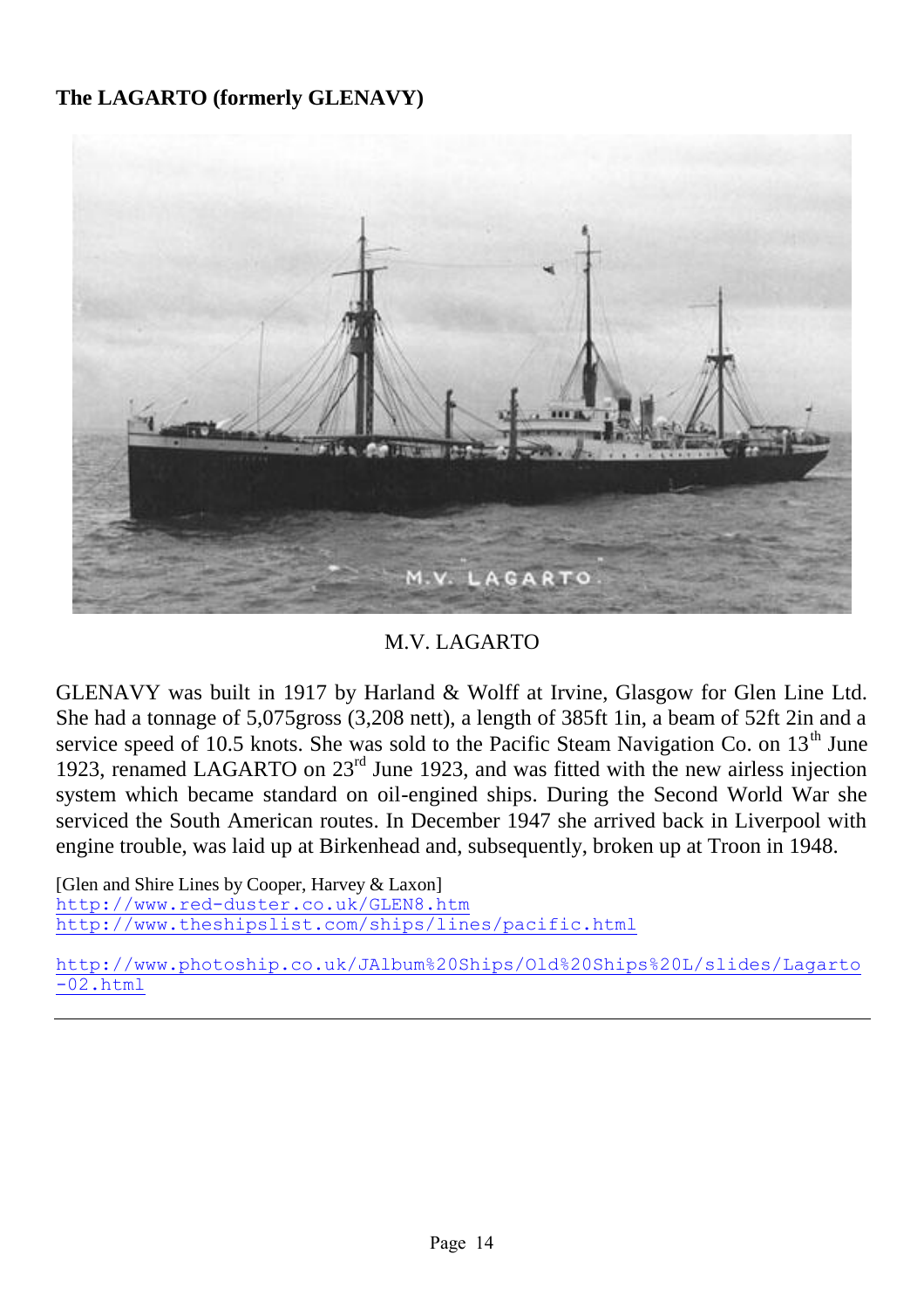**The LAGARTO (formerly GLENAVY)**

M.V. LAGARTO

GLENAVY was built in 1917 by Harland & Wolff at Irvine, Glasgow for Glen Line Ltd. She had a tonnage of 5,075gross (3,208 nett), a length of 385ft 1in, a beam of 52ft 2in and a service speed of 10.5 knots. She was sold to the Pacific Steam Navigation Co. on 13th June 1923, renamed LAGARTO on 23rd June 1923, and was fitted with the new airless injection system which became standard on oil-engined ships. During the Second World War she serviced the South American routes. In December 1947 she arrived back in Liverpool with engine trouble, was laid up at Birkenhead and, subsequently, broken up at Troon in 1948.

[Glen and Shire Lines by Cooper, Harvey & Laxon]
http://www.red-duster.co.uk/GLEN8.htm
http://www.theshipslist.com/ships/lines/pacific.html

http://www.photoship.co.uk/JAlbum%20Ships/Old%20Ships%20L/slides/Lagarto-02.html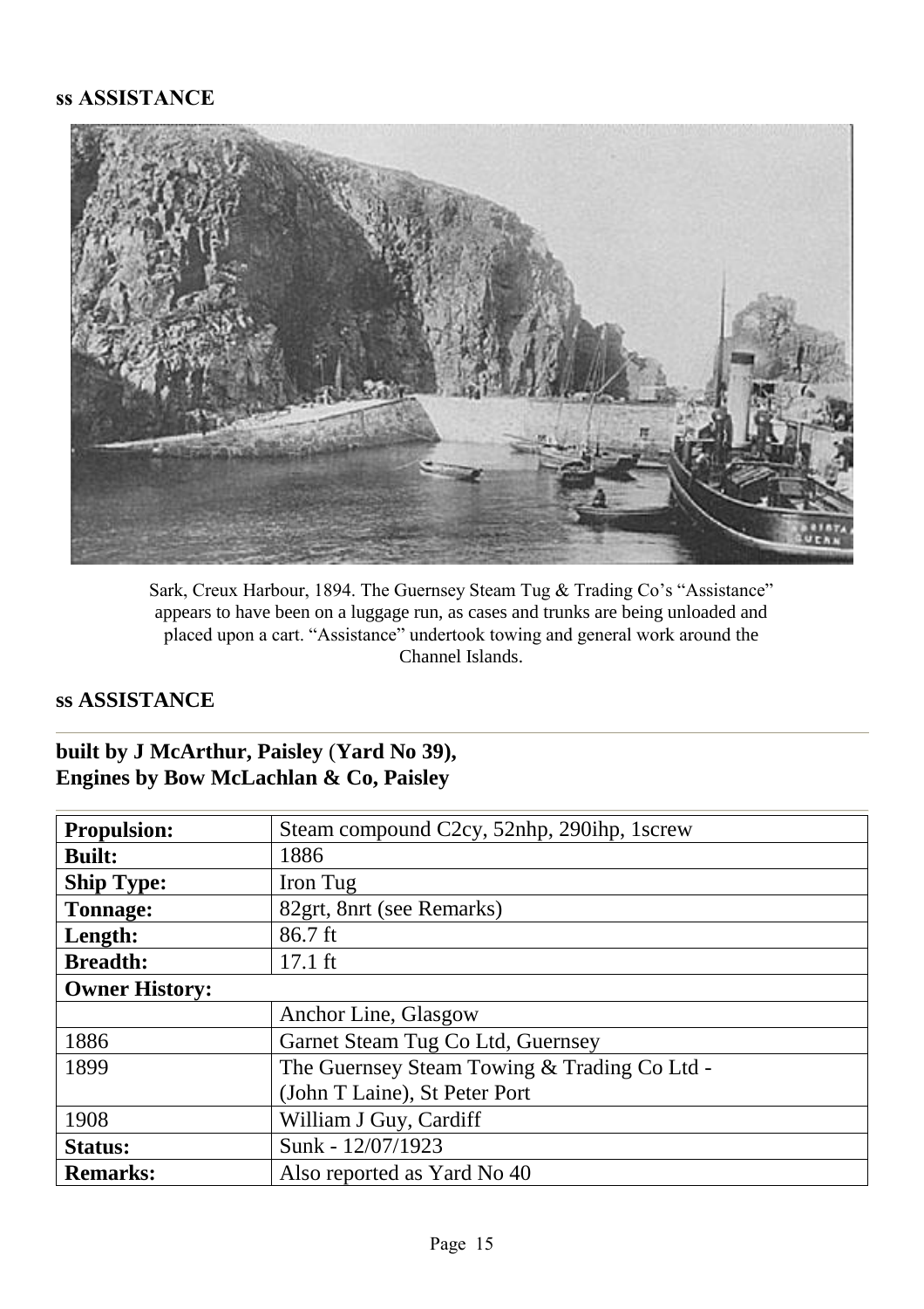**ss ASSISTANCE**

Sark, Creux Harbour, 1894. The Guernsey Steam Tug & Trading Co's "Assistance" appears to have been on a luggage run, as cases and trunks are being unloaded and placed upon a cart. "Assistance" undertook towing and general work around the Channel Islands.

**ss ASSISTANCE**

---

**built by J McArthur, Paisley (Yard No 39),**
**Engines by Bow McLachlan & Co, Paisley**

---

| | |
|---|---|
| **Propulsion:** | Steam compound C2cy, 52nhp, 290ihp, 1screw |
| **Built:** | 1886 |
| **Ship Type:** | Iron Tug |
| **Tonnage:** | 82grt, 8nrt (see Remarks) |
| **Length:** | 86.7 ft |
| **Breadth:** | 17.1 ft |
| **Owner History:** | |
| | Anchor Line, Glasgow |
| 1886 | Garnet Steam Tug Co Ltd, Guernsey |
| 1899 | The Guernsey Steam Towing & Trading Co Ltd - (John T Laine), St Peter Port |
| 1908 | William J Guy, Cardiff |
| **Status:** | Sunk - 12/07/1923 |
| **Remarks:** | Also reported as Yard No 40 |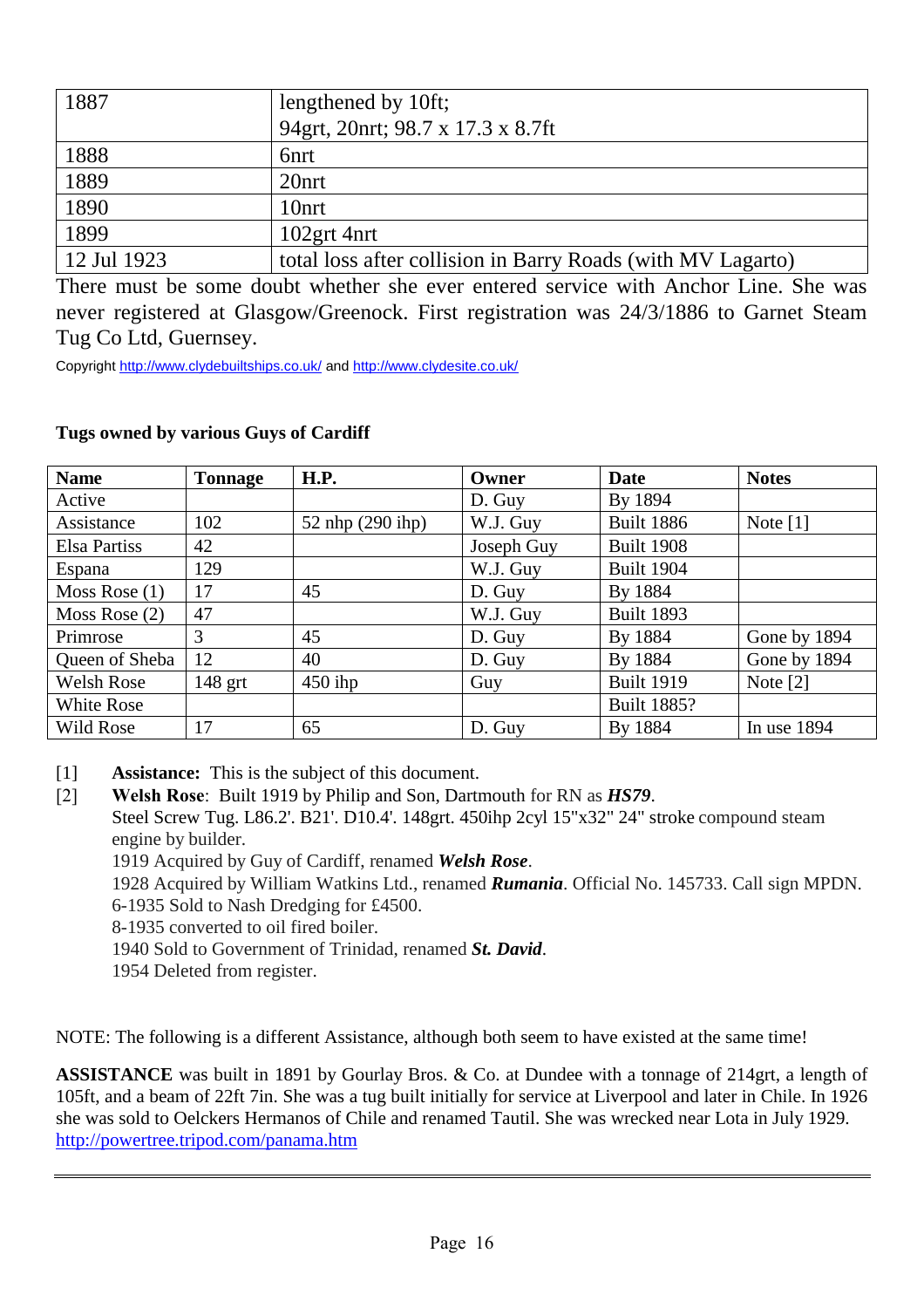| | |
|---|---|
| 1887 | lengthened by 10ft;<br>94grt, 20nrt; 98.7 x 17.3 x 8.7ft |
| 1888 | 6nrt |
| 1889 | 20nrt |
| 1890 | 10nrt |
| 1899 | 102grt 4nrt |
| 12 Jul 1923 | total loss after collision in Barry Roads (with MV Lagarto) |

There must be some doubt whether she ever entered service with Anchor Line. She was never registered at Glasgow/Greenock. First registration was 24/3/1886 to Garnet Steam Tug Co Ltd, Guernsey.

Copyright http://www.clydebuiltships.co.uk/ and http://www.clydesite.co.uk/

**Tugs owned by various Guys of Cardiff**

| **Name** | **Tonnage** | **H.P.** | **Owner** | **Date** | **Notes** |
|---|---|---|---|---|---|
| Active | | | D. Guy | By 1894 | |
| Assistance | 102 | 52 nhp (290 ihp) | W.J. Guy | Built 1886 | Note [1] |
| Elsa Partiss | 42 | | Joseph Guy | Built 1908 | |
| Espana | 129 | | W.J. Guy | Built 1904 | |
| Moss Rose (1) | 17 | 45 | D. Guy | By 1884 | |
| Moss Rose (2) | 47 | | W.J. Guy | Built 1893 | |
| Primrose | 3 | 45 | D. Guy | By 1884 | Gone by 1894 |
| Queen of Sheba | 12 | 40 | D. Guy | By 1884 | Gone by 1894 |
| Welsh Rose | 148 grt | 450 ihp | Guy | Built 1919 | Note [2] |
| White Rose | | | | Built 1885? | |
| Wild Rose | 17 | 65 | D. Guy | By 1884 | In use 1894 |

[1] **Assistance:** This is the subject of this document.

[2] **Welsh Rose**: Built 1919 by Philip and Son, Dartmouth for RN as ***HS79***.
Steel Screw Tug. L86.2'. B21'. D10.4'. 148grt. 450ihp 2cyl 15"x32" 24" stroke compound steam engine by builder.
1919 Acquired by Guy of Cardiff, renamed ***Welsh Rose***.
1928 Acquired by William Watkins Ltd., renamed ***Rumania***. Official No. 145733. Call sign MPDN.
6-1935 Sold to Nash Dredging for £4500.
8-1935 converted to oil fired boiler.
1940 Sold to Government of Trinidad, renamed ***St. David***.
1954 Deleted from register.

NOTE: The following is a different Assistance, although both seem to have existed at the same time!

**ASSISTANCE** was built in 1891 by Gourlay Bros. & Co. at Dundee with a tonnage of 214grt, a length of 105ft, and a beam of 22ft 7in. She was a tug built initially for service at Liverpool and later in Chile. In 1926 she was sold to Oelckers Hermanos of Chile and renamed Tautil. She was wrecked near Lota in July 1929.
http://powertree.tripod.com/panama.htm